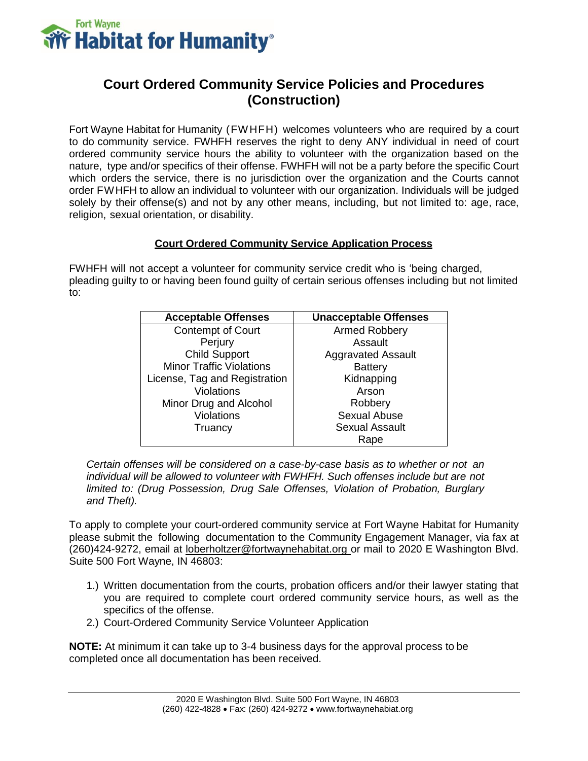Fort Wayne Habitat for Humanity®

# Court Ordered Community Service Policies and Procedures (Construction)

Fort Wayne Habitat for Humanity (FWHFH) welcomes volunteers who are required by a court to do community service. FWHFH reserves the right to deny ANY individual in need of court ordered community service hours the ability to volunteer with the organization based on the nature, type and/or specifics of their offense. FWHFH will not be a party before the specific Court which orders the service, there is no jurisdiction over the organization and the Courts cannot order FWHFH to allow an individual to volunteer with our organization. Individuals will be judged solely by their offense(s) and not by any other means, including, but not limited to: age, race, religion, sexual orientation, or disability.

## Court Ordered Community Service Application Process

FWHFH will not accept a volunteer for community service credit who is 'being charged, pleading guilty to or having been found guilty of certain serious offenses including but not limited to:

| Acceptable Offenses | Unacceptable Offenses |
|---|---|
| Contempt of Court | Armed Robbery |
| Perjury | Assault |
| Child Support | Aggravated Assault |
| Minor Traffic Violations | Battery |
| License, Tag and Registration Violations | Kidnapping |
| Minor Drug and Alcohol Violations | Arson |
| Truancy | Robbery |
| | Sexual Abuse |
| | Sexual Assault |
| | Rape |

*Certain offenses will be considered on a case-by-case basis as to whether or not an individual will be allowed to volunteer with FWHFH. Such offenses include but are not limited to: (Drug Possession, Drug Sale Offenses, Violation of Probation, Burglary and Theft).*

To apply to complete your court-ordered community service at Fort Wayne Habitat for Humanity please submit the following documentation to the Community Engagement Manager, via fax at (260)424-9272, email at loberholtzer@fortwaynehabitat.org or mail to 2020 E Washington Blvd. Suite 500 Fort Wayne, IN 46803:

1.) Written documentation from the courts, probation officers and/or their lawyer stating that you are required to complete court ordered community service hours, as well as the specifics of the offense.
2.) Court-Ordered Community Service Volunteer Application

**NOTE:** At minimum it can take up to 3-4 business days for the approval process to be completed once all documentation has been received.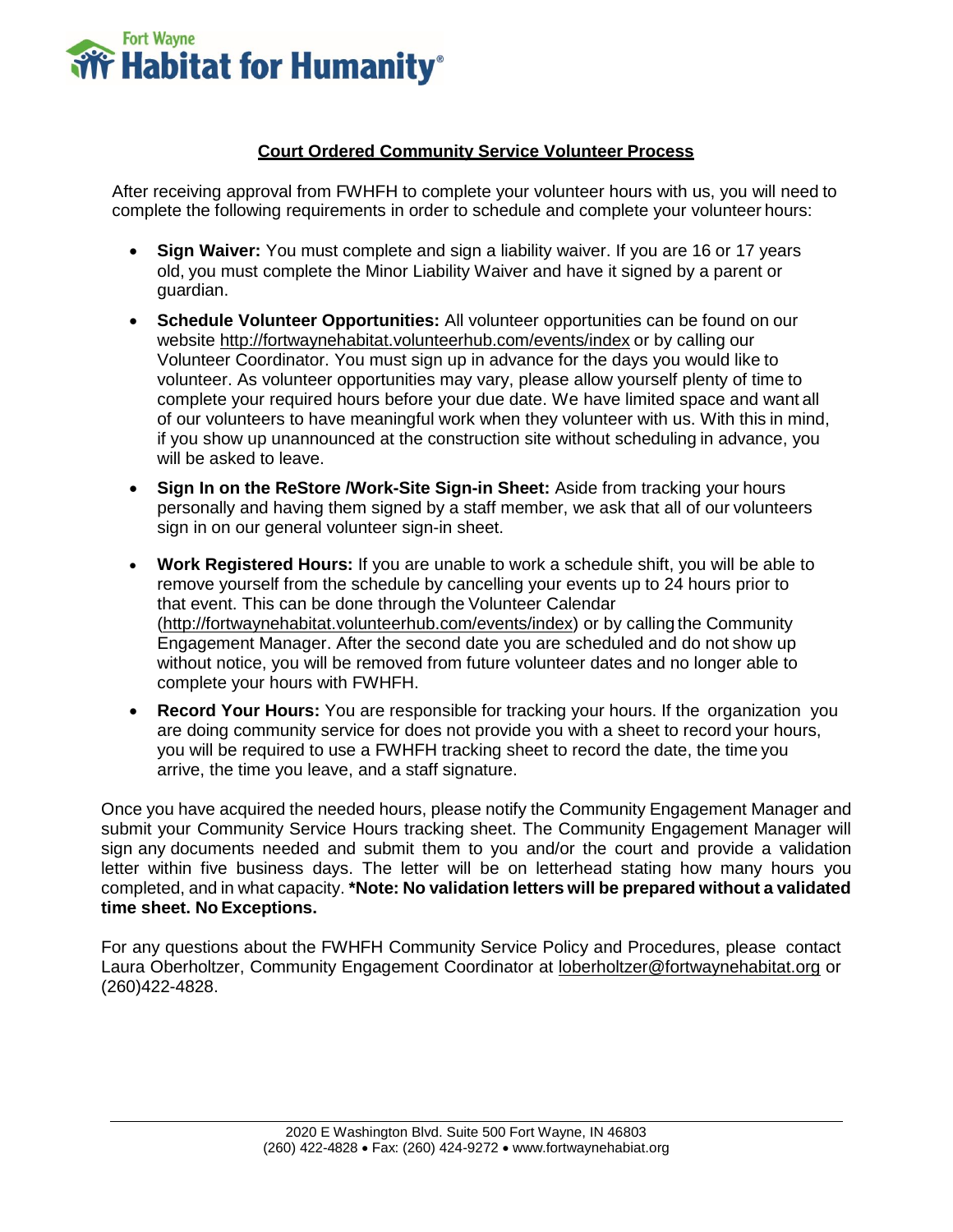Fort Wayne **Habitat for Humanity**®

## Court Ordered Community Service Volunteer Process

After receiving approval from FWHFH to complete your volunteer hours with us, you will need to complete the following requirements in order to schedule and complete your volunteer hours:

- **Sign Waiver:** You must complete and sign a liability waiver. If you are 16 or 17 years old, you must complete the Minor Liability Waiver and have it signed by a parent or guardian.
- **Schedule Volunteer Opportunities:** All volunteer opportunities can be found on our website http://fortwaynehabitat.volunteerhub.com/events/index or by calling our Volunteer Coordinator. You must sign up in advance for the days you would like to volunteer. As volunteer opportunities may vary, please allow yourself plenty of time to complete your required hours before your due date. We have limited space and want all of our volunteers to have meaningful work when they volunteer with us. With this in mind, if you show up unannounced at the construction site without scheduling in advance, you will be asked to leave.
- **Sign In on the ReStore /Work-Site Sign-in Sheet:** Aside from tracking your hours personally and having them signed by a staff member, we ask that all of our volunteers sign in on our general volunteer sign-in sheet.
- **Work Registered Hours:** If you are unable to work a schedule shift, you will be able to remove yourself from the schedule by cancelling your events up to 24 hours prior to that event. This can be done through the Volunteer Calendar (http://fortwaynehabitat.volunteerhub.com/events/index) or by calling the Community Engagement Manager. After the second date you are scheduled and do not show up without notice, you will be removed from future volunteer dates and no longer able to complete your hours with FWHFH.
- **Record Your Hours:** You are responsible for tracking your hours. If the organization you are doing community service for does not provide you with a sheet to record your hours, you will be required to use a FWHFH tracking sheet to record the date, the time you arrive, the time you leave, and a staff signature.

Once you have acquired the needed hours, please notify the Community Engagement Manager and submit your Community Service Hours tracking sheet. The Community Engagement Manager will sign any documents needed and submit them to you and/or the court and provide a validation letter within five business days. The letter will be on letterhead stating how many hours you completed, and in what capacity. **\*Note: No validation letters will be prepared without a validated time sheet. No Exceptions.**

For any questions about the FWHFH Community Service Policy and Procedures, please contact Laura Oberholtzer, Community Engagement Coordinator at loberholtzer@fortwaynehabitat.org or (260)422-4828.

2020 E Washington Blvd. Suite 500 Fort Wayne, IN 46803
(260) 422-4828 • Fax: (260) 424-9272 • www.fortwaynehabiat.org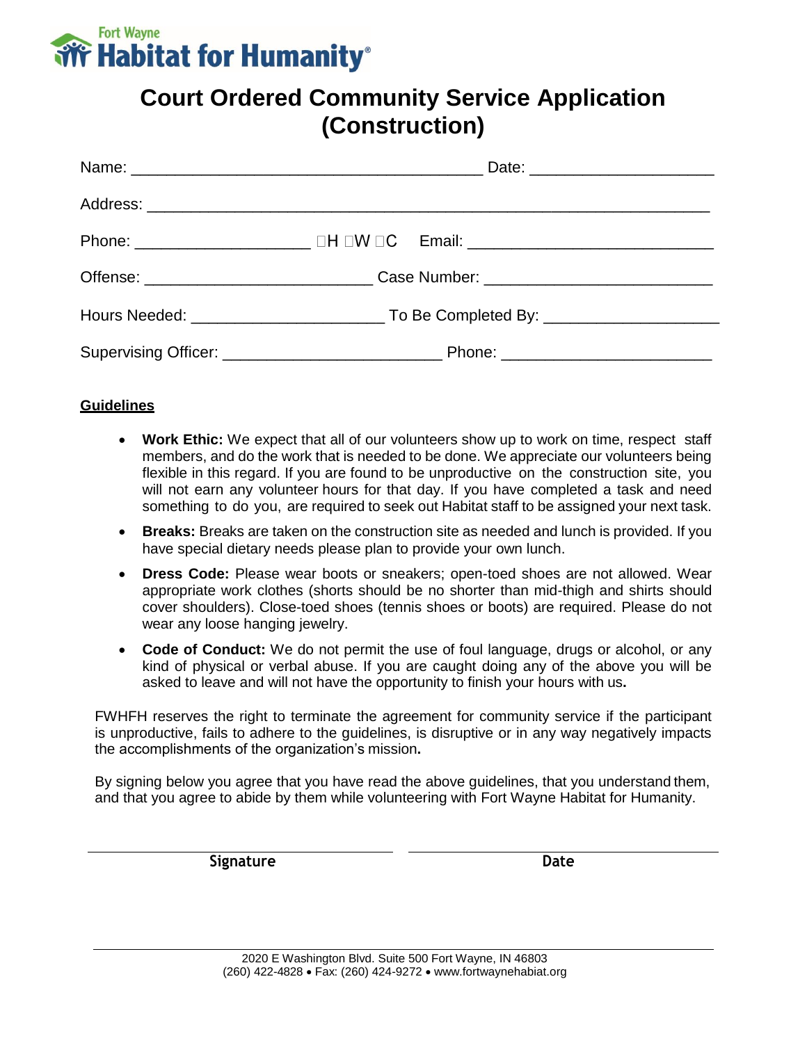Fort Wayne **Habitat for Humanity**®

# Court Ordered Community Service Application (Construction)

Name: ________________________________________ Date: ____________________

Address: ______________________________________________________________

Phone: ___________________ □H □W □C Email: ___________________________

Offense: _________________________ Case Number: _________________________

Hours Needed: _____________________ To Be Completed By: ___________________

Supervising Officer: ________________________ Phone: ______________________

**Guidelines**

- **Work Ethic:** We expect that all of our volunteers show up to work on time, respect staff members, and do the work that is needed to be done. We appreciate our volunteers being flexible in this regard. If you are found to be unproductive on the construction site, you will not earn any volunteer hours for that day. If you have completed a task and need something to do you, are required to seek out Habitat staff to be assigned your next task.
- **Breaks:** Breaks are taken on the construction site as needed and lunch is provided. If you have special dietary needs please plan to provide your own lunch.
- **Dress Code:** Please wear boots or sneakers; open-toed shoes are not allowed. Wear appropriate work clothes (shorts should be no shorter than mid-thigh and shirts should cover shoulders). Close-toed shoes (tennis shoes or boots) are required. Please do not wear any loose hanging jewelry.
- **Code of Conduct:** We do not permit the use of foul language, drugs or alcohol, or any kind of physical or verbal abuse. If you are caught doing any of the above you will be asked to leave and will not have the opportunity to finish your hours with us**.**

FWHFH reserves the right to terminate the agreement for community service if the participant is unproductive, fails to adhere to the guidelines, is disruptive or in any way negatively impacts the accomplishments of the organization's mission**.**

By signing below you agree that you have read the above guidelines, that you understand them, and that you agree to abide by them while volunteering with Fort Wayne Habitat for Humanity.

______________________________ ______________________________

**Signature** **Date**

2020 E Washington Blvd. Suite 500 Fort Wayne, IN 46803
(260) 422-4828 • Fax: (260) 424-9272 • www.fortwaynehabiat.org